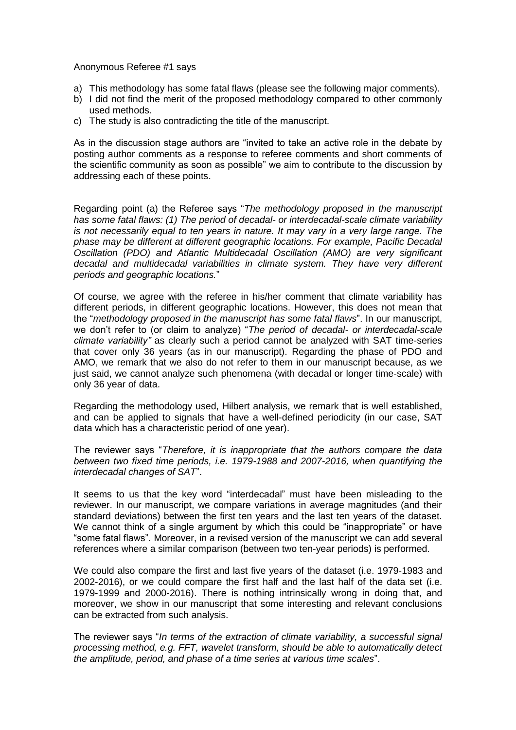Anonymous Referee #1 says

a) This methodology has some fatal flaws (please see the following major comments).
b) I did not find the merit of the proposed methodology compared to other commonly used methods.
c) The study is also contradicting the title of the manuscript.

As in the discussion stage authors are "invited to take an active role in the debate by posting author comments as a response to referee comments and short comments of the scientific community as soon as possible" we aim to contribute to the discussion by addressing each of these points.

Regarding point (a) the Referee says "*The methodology proposed in the manuscript has some fatal flaws: (1) The period of decadal- or interdecadal-scale climate variability is not necessarily equal to ten years in nature. It may vary in a very large range. The phase may be different at different geographic locations. For example, Pacific Decadal Oscillation (PDO) and Atlantic Multidecadal Oscillation (AMO) are very significant decadal and multidecadal variabilities in climate system. They have very different periods and geographic locations.*"

Of course, we agree with the referee in his/her comment that climate variability has different periods, in different geographic locations. However, this does not mean that the "*methodology proposed in the manuscript has some fatal flaws*". In our manuscript, we don't refer to (or claim to analyze) "*The period of decadal- or interdecadal-scale climate variability"* as clearly such a period cannot be analyzed with SAT time-series that cover only 36 years (as in our manuscript). Regarding the phase of PDO and AMO, we remark that we also do not refer to them in our manuscript because, as we just said, we cannot analyze such phenomena (with decadal or longer time-scale) with only 36 year of data.

Regarding the methodology used, Hilbert analysis, we remark that is well established, and can be applied to signals that have a well-defined periodicity (in our case, SAT data which has a characteristic period of one year).

The reviewer says "*Therefore, it is inappropriate that the authors compare the data between two fixed time periods, i.e. 1979-1988 and 2007-2016, when quantifying the interdecadal changes of SAT*".

It seems to us that the key word "interdecadal" must have been misleading to the reviewer. In our manuscript, we compare variations in average magnitudes (and their standard deviations) between the first ten years and the last ten years of the dataset. We cannot think of a single argument by which this could be "inappropriate" or have "some fatal flaws". Moreover, in a revised version of the manuscript we can add several references where a similar comparison (between two ten-year periods) is performed.

We could also compare the first and last five years of the dataset (i.e. 1979-1983 and 2002-2016), or we could compare the first half and the last half of the data set (i.e. 1979-1999 and 2000-2016). There is nothing intrinsically wrong in doing that, and moreover, we show in our manuscript that some interesting and relevant conclusions can be extracted from such analysis.

The reviewer says "*In terms of the extraction of climate variability, a successful signal processing method, e.g. FFT, wavelet transform, should be able to automatically detect the amplitude, period, and phase of a time series at various time scales*".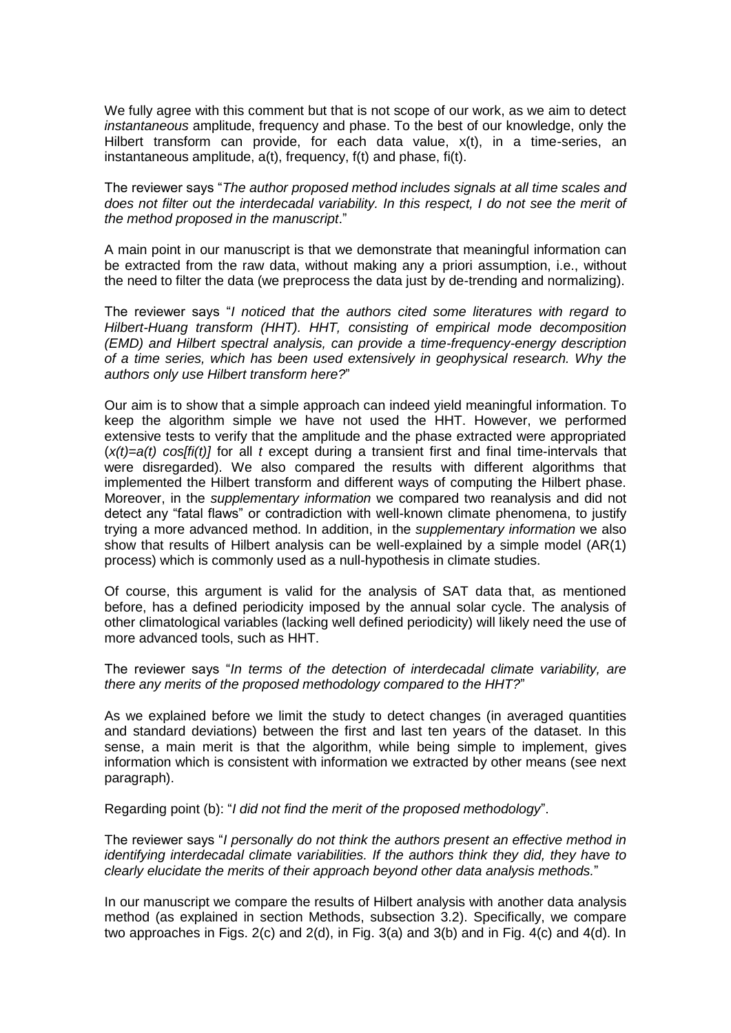We fully agree with this comment but that is not scope of our work, as we aim to detect *instantaneous* amplitude, frequency and phase. To the best of our knowledge, only the Hilbert transform can provide, for each data value, $x(t)$, in a time-series, an instantaneous amplitude, $a(t)$, frequency, $f(t)$ and phase, $fi(t)$.

The reviewer says "*The author proposed method includes signals at all time scales and does not filter out the interdecadal variability. In this respect, I do not see the merit of the method proposed in the manuscript*."

A main point in our manuscript is that we demonstrate that meaningful information can be extracted from the raw data, without making any a priori assumption, i.e., without the need to filter the data (we preprocess the data just by de-trending and normalizing).

The reviewer says "*I noticed that the authors cited some literatures with regard to Hilbert-Huang transform (HHT). HHT, consisting of empirical mode decomposition (EMD) and Hilbert spectral analysis, can provide a time-frequency-energy description of a time series, which has been used extensively in geophysical research. Why the authors only use Hilbert transform here?*"

Our aim is to show that a simple approach can indeed yield meaningful information. To keep the algorithm simple we have not used the HHT. However, we performed extensive tests to verify that the amplitude and the phase extracted were appropriated ($x(t)=a(t) \cos[fi(t)]$ for all $t$ except during a transient first and final time-intervals that were disregarded). We also compared the results with different algorithms that implemented the Hilbert transform and different ways of computing the Hilbert phase. Moreover, in the *supplementary information* we compared two reanalysis and did not detect any "fatal flaws" or contradiction with well-known climate phenomena, to justify trying a more advanced method. In addition, in the *supplementary information* we also show that results of Hilbert analysis can be well-explained by a simple model (AR(1) process) which is commonly used as a null-hypothesis in climate studies.

Of course, this argument is valid for the analysis of SAT data that, as mentioned before, has a defined periodicity imposed by the annual solar cycle. The analysis of other climatological variables (lacking well defined periodicity) will likely need the use of more advanced tools, such as HHT.

The reviewer says "*In terms of the detection of interdecadal climate variability, are there any merits of the proposed methodology compared to the HHT?*"

As we explained before we limit the study to detect changes (in averaged quantities and standard deviations) between the first and last ten years of the dataset. In this sense, a main merit is that the algorithm, while being simple to implement, gives information which is consistent with information we extracted by other means (see next paragraph).

Regarding point (b): "*I did not find the merit of the proposed methodology*".

The reviewer says "*I personally do not think the authors present an effective method in identifying interdecadal climate variabilities. If the authors think they did, they have to clearly elucidate the merits of their approach beyond other data analysis methods.*"

In our manuscript we compare the results of Hilbert analysis with another data analysis method (as explained in section Methods, subsection 3.2). Specifically, we compare two approaches in Figs. 2(c) and 2(d), in Fig. 3(a) and 3(b) and in Fig. 4(c) and 4(d). In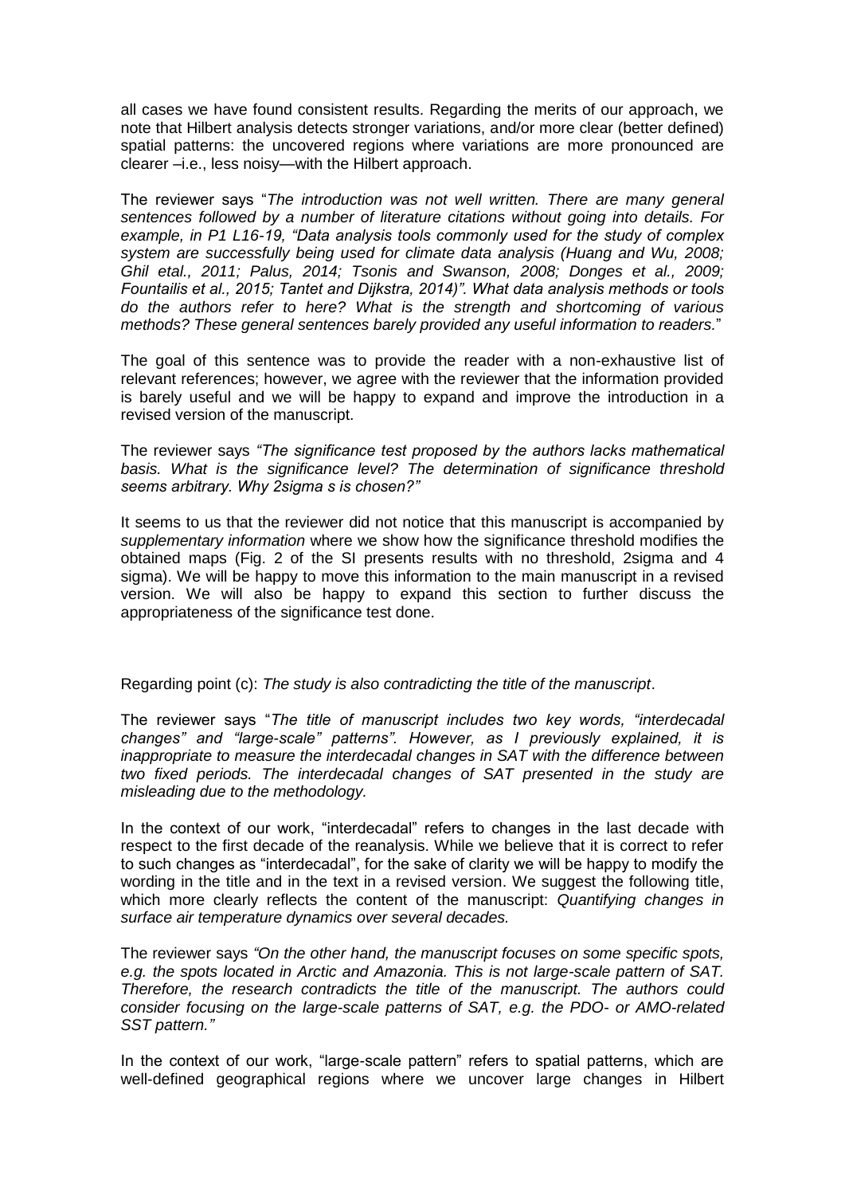all cases we have found consistent results. Regarding the merits of our approach, we note that Hilbert analysis detects stronger variations, and/or more clear (better defined) spatial patterns: the uncovered regions where variations are more pronounced are clearer –i.e., less noisy—with the Hilbert approach.

The reviewer says "*The introduction was not well written. There are many general sentences followed by a number of literature citations without going into details. For example, in P1 L16-19, "Data analysis tools commonly used for the study of complex system are successfully being used for climate data analysis (Huang and Wu, 2008; Ghil etal., 2011; Palus, 2014; Tsonis and Swanson, 2008; Donges et al., 2009; Fountailis et al., 2015; Tantet and Dijkstra, 2014)". What data analysis methods or tools do the authors refer to here? What is the strength and shortcoming of various methods? These general sentences barely provided any useful information to readers.*"

The goal of this sentence was to provide the reader with a non-exhaustive list of relevant references; however, we agree with the reviewer that the information provided is barely useful and we will be happy to expand and improve the introduction in a revised version of the manuscript.

The reviewer says *"The significance test proposed by the authors lacks mathematical basis. What is the significance level? The determination of significance threshold seems arbitrary. Why 2sigma s is chosen?"*

It seems to us that the reviewer did not notice that this manuscript is accompanied by *supplementary information* where we show how the significance threshold modifies the obtained maps (Fig. 2 of the SI presents results with no threshold, 2sigma and 4 sigma). We will be happy to move this information to the main manuscript in a revised version. We will also be happy to expand this section to further discuss the appropriateness of the significance test done.

Regarding point (c): *The study is also contradicting the title of the manuscript*.

The reviewer says "*The title of manuscript includes two key words, "interdecadal changes" and "large-scale" patterns". However, as I previously explained, it is inappropriate to measure the interdecadal changes in SAT with the difference between two fixed periods. The interdecadal changes of SAT presented in the study are misleading due to the methodology.*

In the context of our work, "interdecadal" refers to changes in the last decade with respect to the first decade of the reanalysis. While we believe that it is correct to refer to such changes as "interdecadal", for the sake of clarity we will be happy to modify the wording in the title and in the text in a revised version. We suggest the following title, which more clearly reflects the content of the manuscript: *Quantifying changes in surface air temperature dynamics over several decades.*

The reviewer says *"On the other hand, the manuscript focuses on some specific spots, e.g. the spots located in Arctic and Amazonia. This is not large-scale pattern of SAT. Therefore, the research contradicts the title of the manuscript. The authors could consider focusing on the large-scale patterns of SAT, e.g. the PDO- or AMO-related SST pattern."*

In the context of our work, "large-scale pattern" refers to spatial patterns, which are well-defined geographical regions where we uncover large changes in Hilbert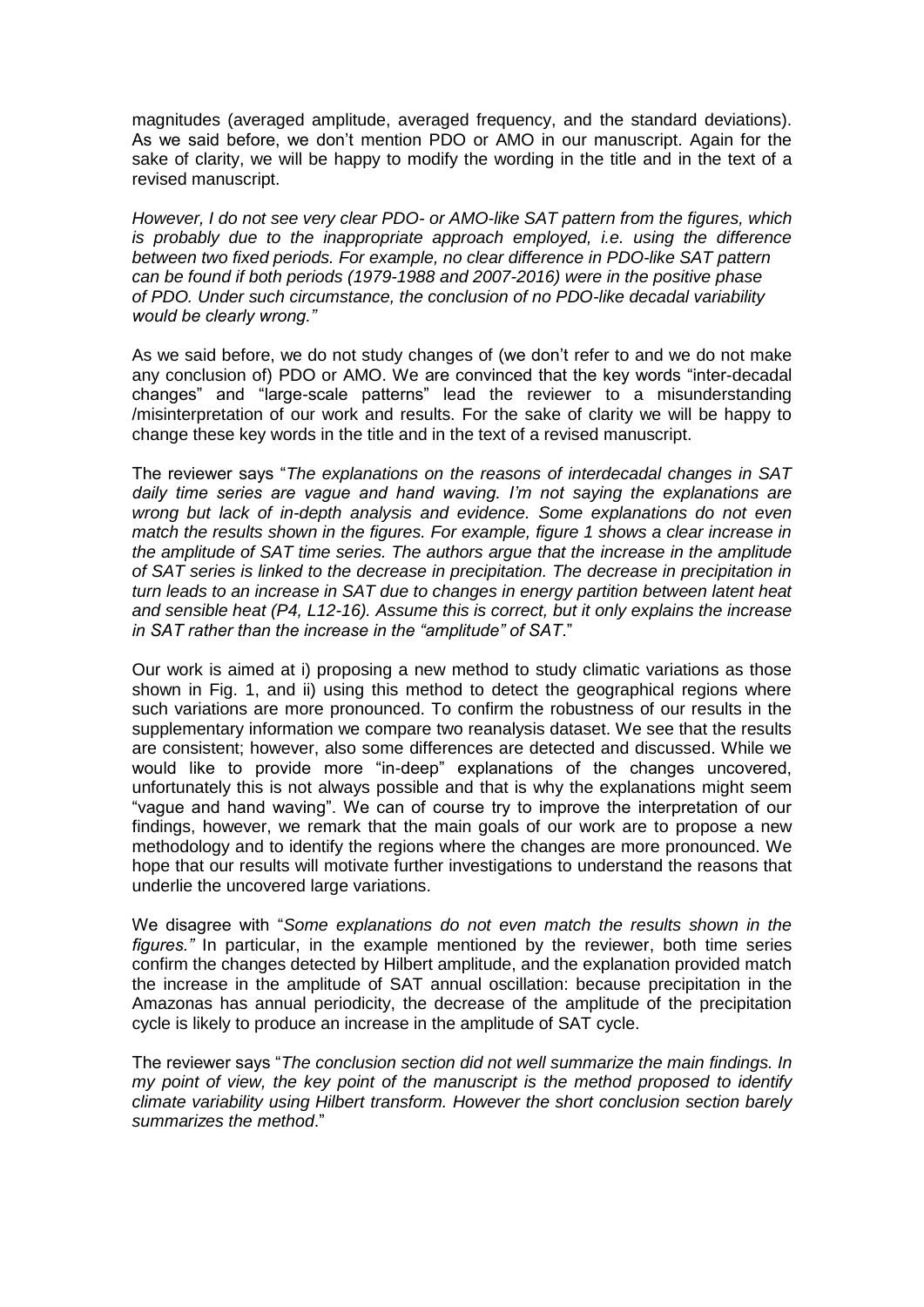magnitudes (averaged amplitude, averaged frequency, and the standard deviations). As we said before, we don't mention PDO or AMO in our manuscript. Again for the sake of clarity, we will be happy to modify the wording in the title and in the text of a revised manuscript.

*However, I do not see very clear PDO- or AMO-like SAT pattern from the figures, which is probably due to the inappropriate approach employed, i.e. using the difference between two fixed periods. For example, no clear difference in PDO-like SAT pattern can be found if both periods (1979-1988 and 2007-2016) were in the positive phase of PDO. Under such circumstance, the conclusion of no PDO-like decadal variability would be clearly wrong."*

As we said before, we do not study changes of (we don't refer to and we do not make any conclusion of) PDO or AMO. We are convinced that the key words "inter-decadal changes" and "large-scale patterns" lead the reviewer to a misunderstanding /misinterpretation of our work and results. For the sake of clarity we will be happy to change these key words in the title and in the text of a revised manuscript.

The reviewer says "*The explanations on the reasons of interdecadal changes in SAT daily time series are vague and hand waving. I'm not saying the explanations are wrong but lack of in-depth analysis and evidence. Some explanations do not even match the results shown in the figures. For example, figure 1 shows a clear increase in the amplitude of SAT time series. The authors argue that the increase in the amplitude of SAT series is linked to the decrease in precipitation. The decrease in precipitation in turn leads to an increase in SAT due to changes in energy partition between latent heat and sensible heat (P4, L12-16). Assume this is correct, but it only explains the increase in SAT rather than the increase in the "amplitude" of SAT*."

Our work is aimed at i) proposing a new method to study climatic variations as those shown in Fig. 1, and ii) using this method to detect the geographical regions where such variations are more pronounced. To confirm the robustness of our results in the supplementary information we compare two reanalysis dataset. We see that the results are consistent; however, also some differences are detected and discussed. While we would like to provide more "in-deep" explanations of the changes uncovered, unfortunately this is not always possible and that is why the explanations might seem "vague and hand waving". We can of course try to improve the interpretation of our findings, however, we remark that the main goals of our work are to propose a new methodology and to identify the regions where the changes are more pronounced. We hope that our results will motivate further investigations to understand the reasons that underlie the uncovered large variations.

We disagree with "*Some explanations do not even match the results shown in the figures."* In particular, in the example mentioned by the reviewer, both time series confirm the changes detected by Hilbert amplitude, and the explanation provided match the increase in the amplitude of SAT annual oscillation: because precipitation in the Amazonas has annual periodicity, the decrease of the amplitude of the precipitation cycle is likely to produce an increase in the amplitude of SAT cycle.

The reviewer says "*The conclusion section did not well summarize the main findings. In my point of view, the key point of the manuscript is the method proposed to identify climate variability using Hilbert transform. However the short conclusion section barely summarizes the method*."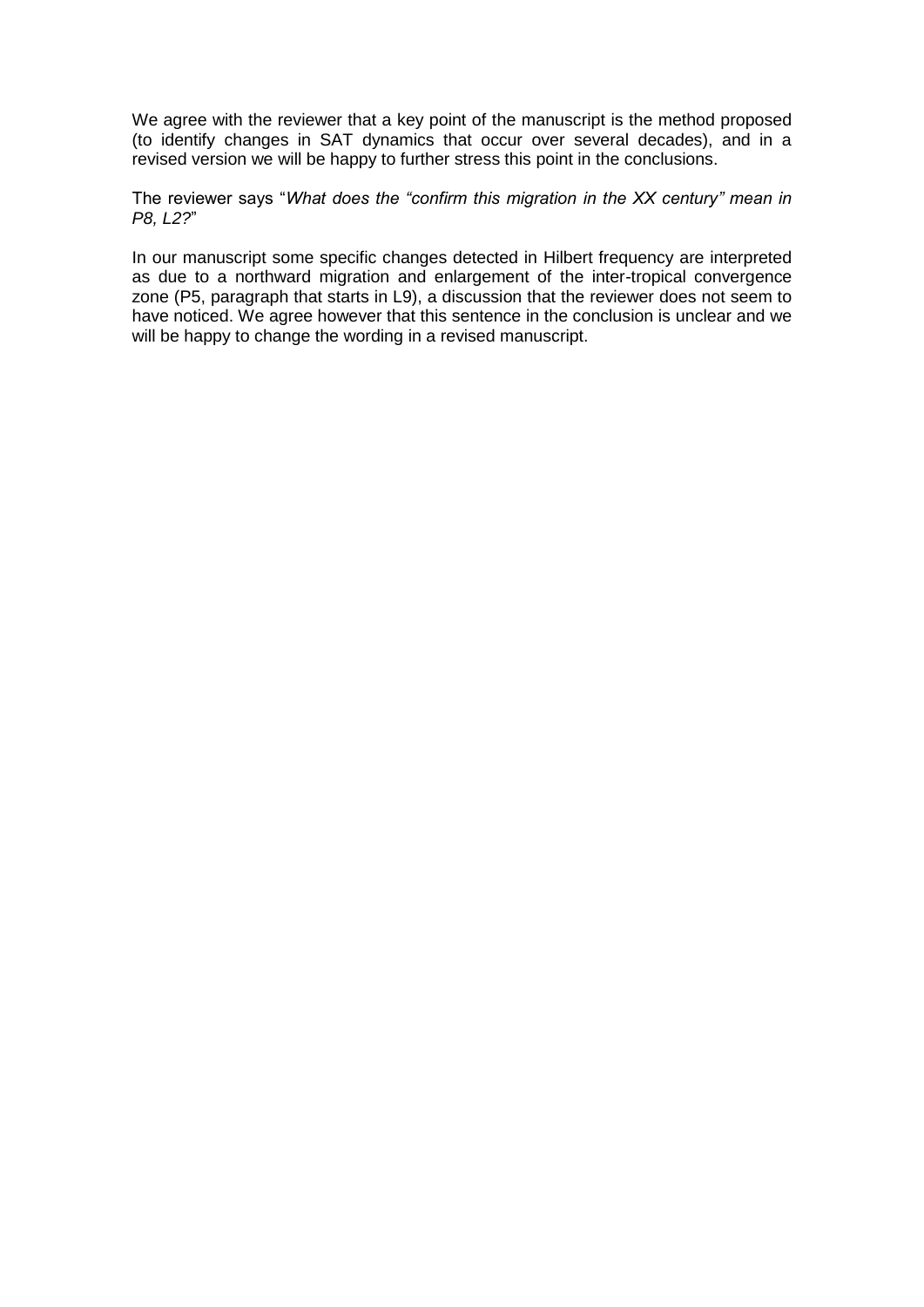We agree with the reviewer that a key point of the manuscript is the method proposed (to identify changes in SAT dynamics that occur over several decades), and in a revised version we will be happy to further stress this point in the conclusions.

The reviewer says "*What does the "confirm this migration in the XX century" mean in P8, L2?*"

In our manuscript some specific changes detected in Hilbert frequency are interpreted as due to a northward migration and enlargement of the inter-tropical convergence zone (P5, paragraph that starts in L9), a discussion that the reviewer does not seem to have noticed. We agree however that this sentence in the conclusion is unclear and we will be happy to change the wording in a revised manuscript.